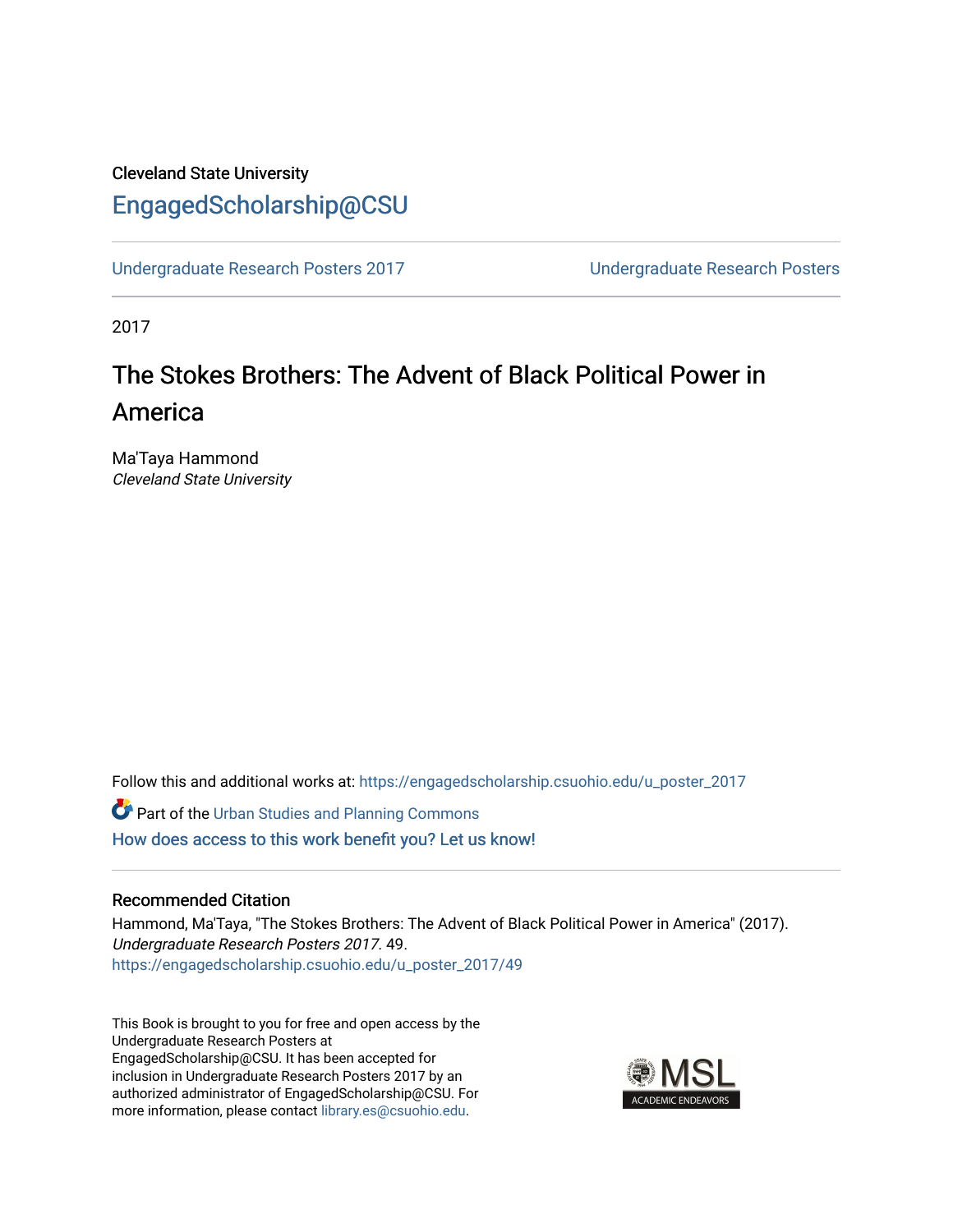Cleveland State University

## EngagedScholarship@CSU

Undergraduate Research Posters 2017 | Undergraduate Research Posters

2017

# The Stokes Brothers: The Advent of Black Political Power in America

Ma'Taya Hammond
*Cleveland State University*

Follow this and additional works at: https://engagedscholarship.csuohio.edu/u_poster_2017

Part of the Urban Studies and Planning Commons

How does access to this work benefit you? Let us know!

### Recommended Citation

Hammond, Ma'Taya, "The Stokes Brothers: The Advent of Black Political Power in America" (2017). *Undergraduate Research Posters 2017*. 49.
https://engagedscholarship.csuohio.edu/u_poster_2017/49

This Book is brought to you for free and open access by the Undergraduate Research Posters at EngagedScholarship@CSU. It has been accepted for inclusion in Undergraduate Research Posters 2017 by an authorized administrator of EngagedScholarship@CSU. For more information, please contact library.es@csuohio.edu.

MSL ACADEMIC ENDEAVORS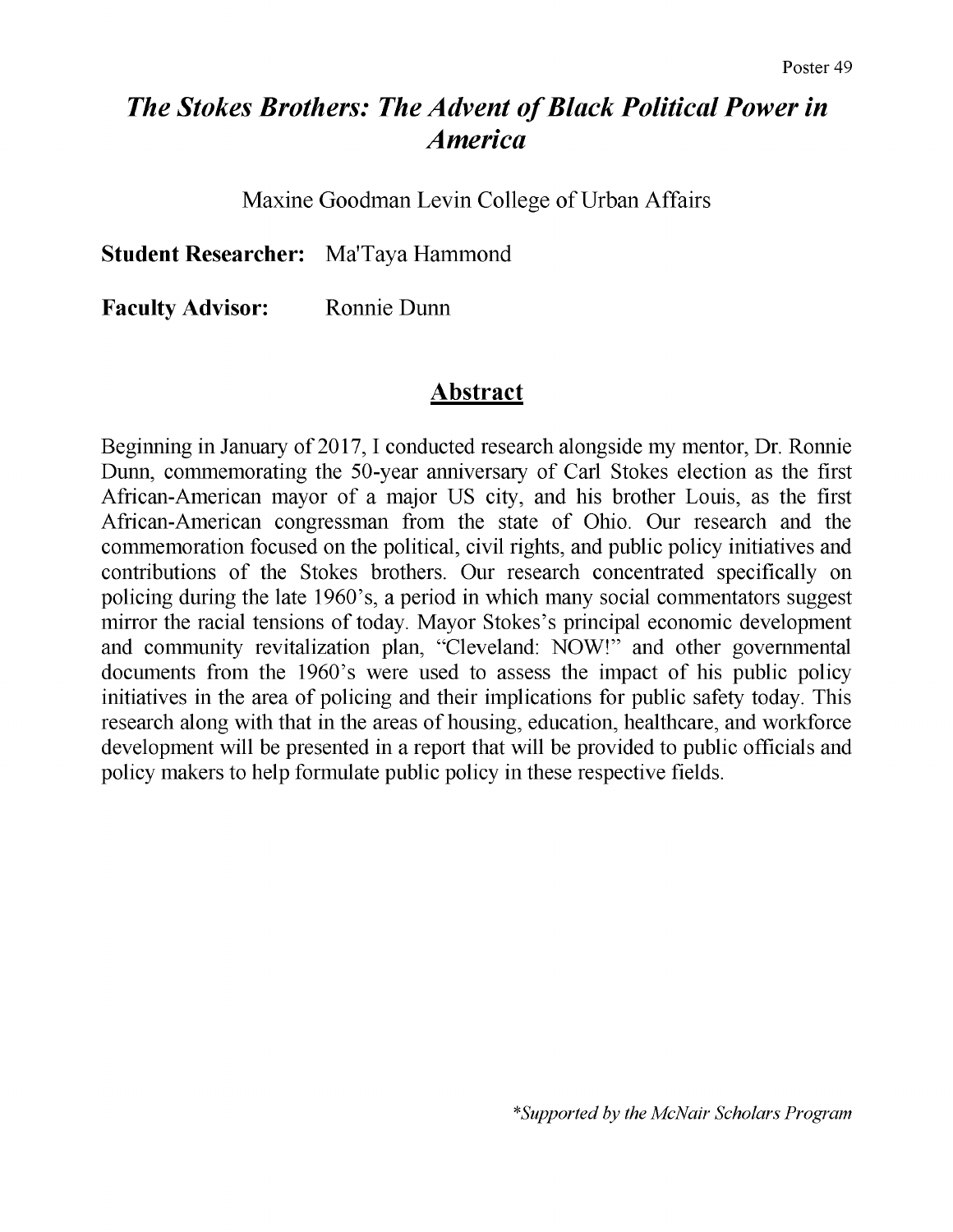# *The Stokes Brothers: The Advent of Black Political Power in America*

Maxine Goodman Levin College of Urban Affairs

**Student Researcher:** Ma'Taya Hammond

**Faculty Advisor:** Ronnie Dunn

## Abstract

Beginning in January of 2017, I conducted research alongside my mentor, Dr. Ronnie Dunn, commemorating the 50-year anniversary of Carl Stokes election as the first African-American mayor of a major US city, and his brother Louis, as the first African-American congressman from the state of Ohio. Our research and the commemoration focused on the political, civil rights, and public policy initiatives and contributions of the Stokes brothers. Our research concentrated specifically on policing during the late 1960's, a period in which many social commentators suggest mirror the racial tensions of today. Mayor Stokes's principal economic development and community revitalization plan, "Cleveland: NOW!" and other governmental documents from the 1960's were used to assess the impact of his public policy initiatives in the area of policing and their implications for public safety today. This research along with that in the areas of housing, education, healthcare, and workforce development will be presented in a report that will be provided to public officials and policy makers to help formulate public policy in these respective fields.

*\*Supported by the McNair Scholars Program*